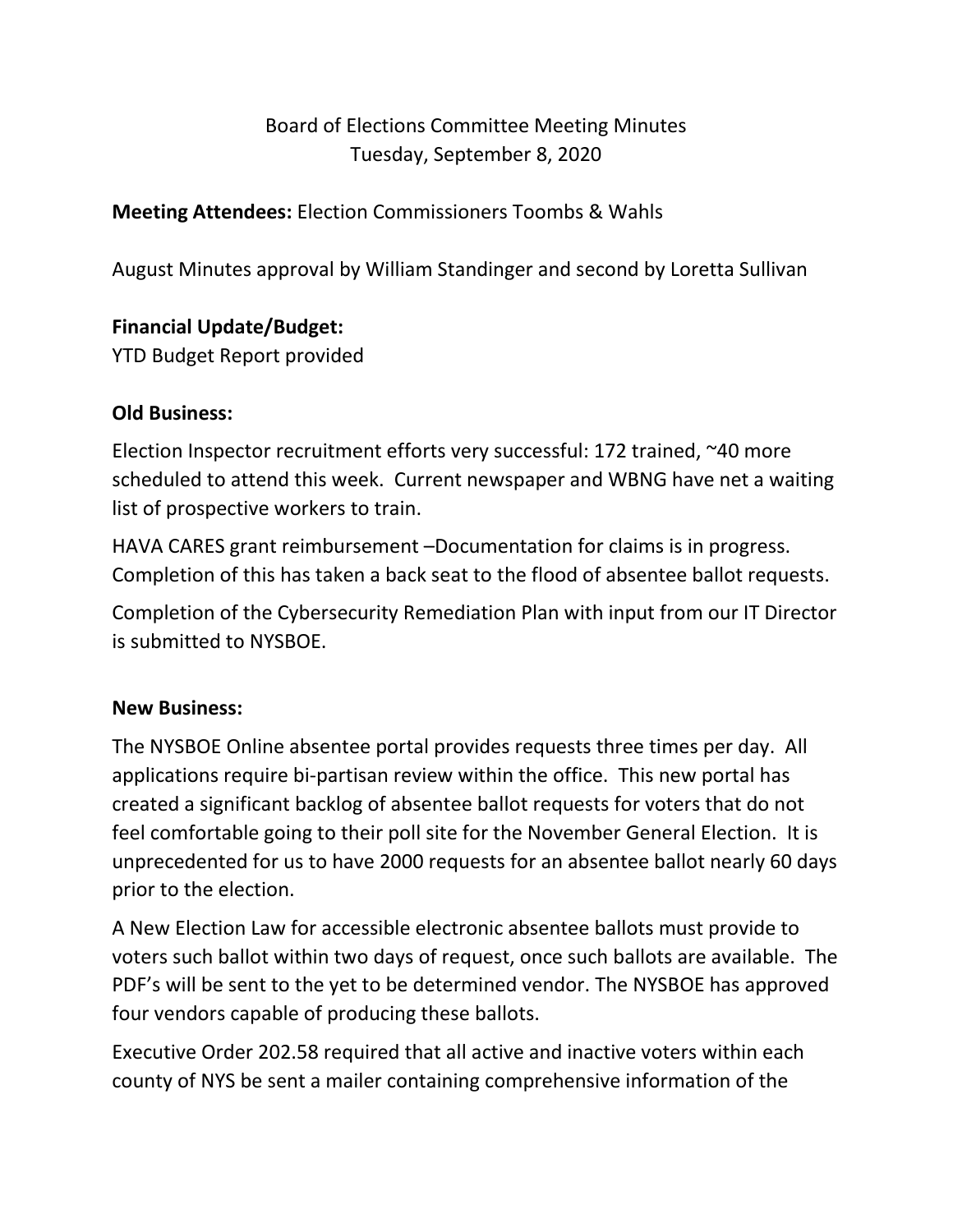# Board of Elections Committee Meeting Minutes
Tuesday, September 8, 2020

**Meeting Attendees:** Election Commissioners Toombs & Wahls

August Minutes approval by William Standinger and second by Loretta Sullivan

**Financial Update/Budget:**
YTD Budget Report provided

**Old Business:**

Election Inspector recruitment efforts very successful: 172 trained, ~40 more scheduled to attend this week. Current newspaper and WBNG have net a waiting list of prospective workers to train.

HAVA CARES grant reimbursement –Documentation for claims is in progress. Completion of this has taken a back seat to the flood of absentee ballot requests.

Completion of the Cybersecurity Remediation Plan with input from our IT Director is submitted to NYSBOE.

**New Business:**

The NYSBOE Online absentee portal provides requests three times per day. All applications require bi-partisan review within the office. This new portal has created a significant backlog of absentee ballot requests for voters that do not feel comfortable going to their poll site for the November General Election. It is unprecedented for us to have 2000 requests for an absentee ballot nearly 60 days prior to the election.

A New Election Law for accessible electronic absentee ballots must provide to voters such ballot within two days of request, once such ballots are available. The PDF's will be sent to the yet to be determined vendor. The NYSBOE has approved four vendors capable of producing these ballots.

Executive Order 202.58 required that all active and inactive voters within each county of NYS be sent a mailer containing comprehensive information of the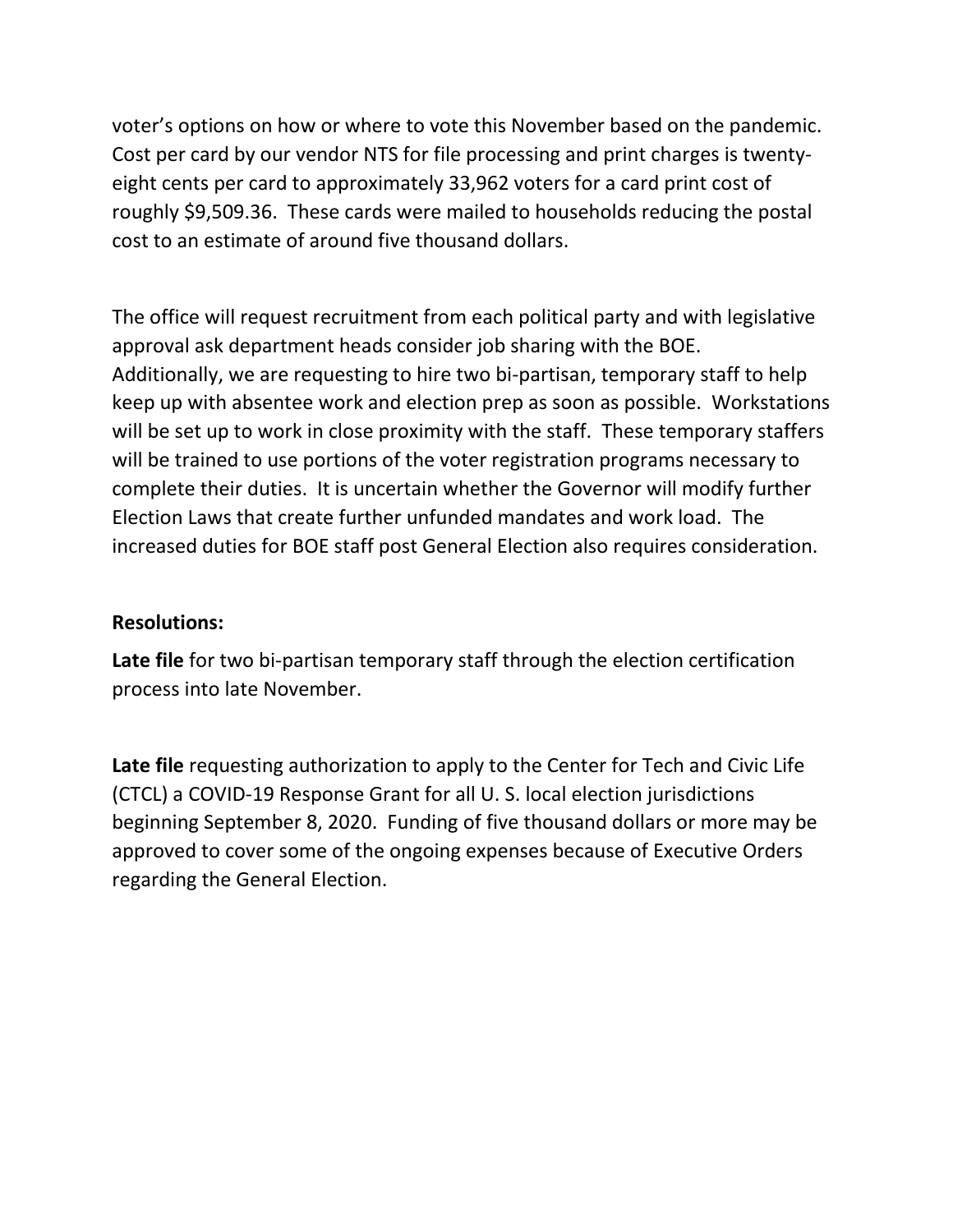voter's options on how or where to vote this November based on the pandemic. Cost per card by our vendor NTS for file processing and print charges is twenty-eight cents per card to approximately 33,962 voters for a card print cost of roughly $9,509.36. These cards were mailed to households reducing the postal cost to an estimate of around five thousand dollars.

The office will request recruitment from each political party and with legislative approval ask department heads consider job sharing with the BOE. Additionally, we are requesting to hire two bi-partisan, temporary staff to help keep up with absentee work and election prep as soon as possible. Workstations will be set up to work in close proximity with the staff. These temporary staffers will be trained to use portions of the voter registration programs necessary to complete their duties. It is uncertain whether the Governor will modify further Election Laws that create further unfunded mandates and work load. The increased duties for BOE staff post General Election also requires consideration.

**Resolutions:**

**Late file** for two bi-partisan temporary staff through the election certification process into late November.

**Late file** requesting authorization to apply to the Center for Tech and Civic Life (CTCL) a COVID-19 Response Grant for all U. S. local election jurisdictions beginning September 8, 2020. Funding of five thousand dollars or more may be approved to cover some of the ongoing expenses because of Executive Orders regarding the General Election.